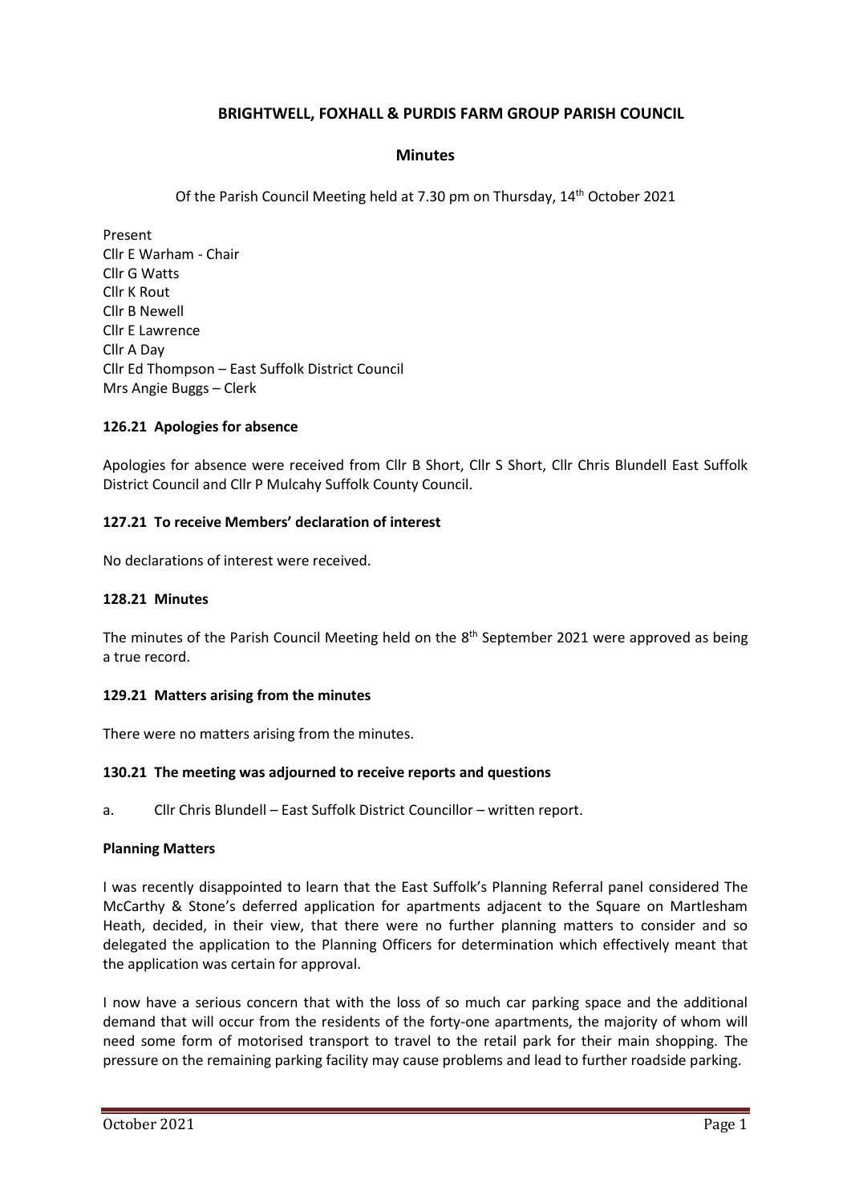# BRIGHTWELL, FOXHALL & PURDIS FARM GROUP PARISH COUNCIL

## Minutes

Of the Parish Council Meeting held at 7.30 pm on Thursday, 14th October 2021

Present
Cllr E Warham - Chair
Cllr G Watts
Cllr K Rout
Cllr B Newell
Cllr E Lawrence
Cllr A Day
Cllr Ed Thompson – East Suffolk District Council
Mrs Angie Buggs – Clerk

### 126.21 Apologies for absence

Apologies for absence were received from Cllr B Short, Cllr S Short, Cllr Chris Blundell East Suffolk District Council and Cllr P Mulcahy Suffolk County Council.

### 127.21 To receive Members' declaration of interest

No declarations of interest were received.

### 128.21 Minutes

The minutes of the Parish Council Meeting held on the 8th September 2021 were approved as being a true record.

### 129.21 Matters arising from the minutes

There were no matters arising from the minutes.

### 130.21 The meeting was adjourned to receive reports and questions

a. Cllr Chris Blundell – East Suffolk District Councillor – written report.

**Planning Matters**

I was recently disappointed to learn that the East Suffolk's Planning Referral panel considered The McCarthy & Stone's deferred application for apartments adjacent to the Square on Martlesham Heath, decided, in their view, that there were no further planning matters to consider and so delegated the application to the Planning Officers for determination which effectively meant that the application was certain for approval.

I now have a serious concern that with the loss of so much car parking space and the additional demand that will occur from the residents of the forty-one apartments, the majority of whom will need some form of motorised transport to travel to the retail park for their main shopping. The pressure on the remaining parking facility may cause problems and lead to further roadside parking.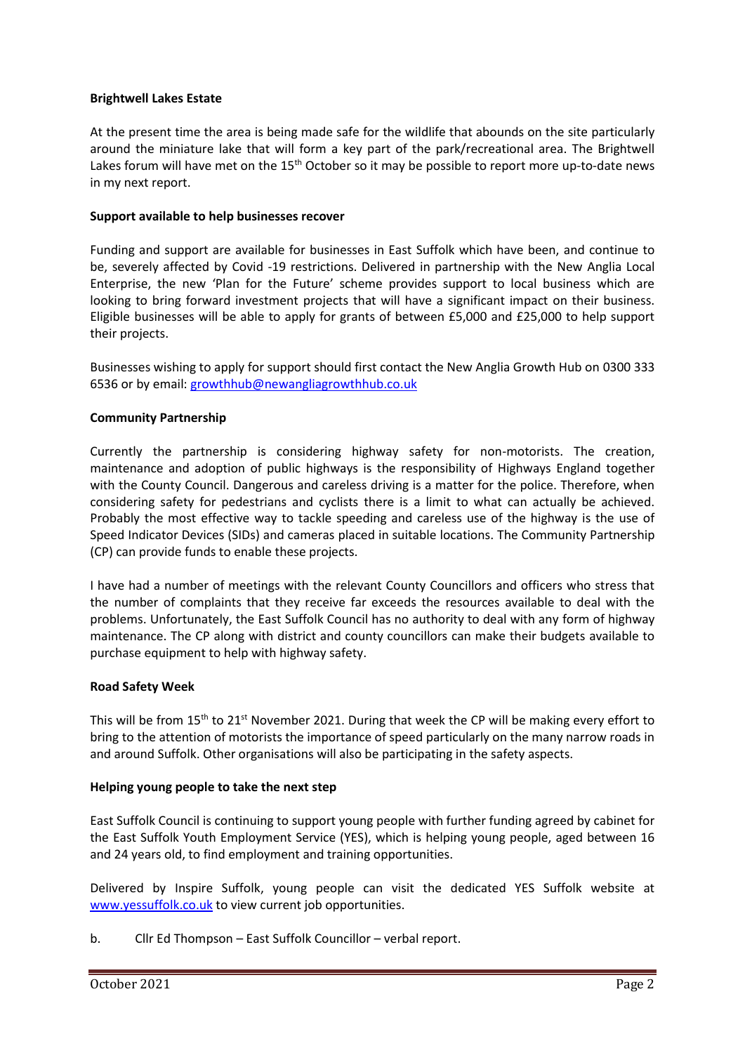**Brightwell Lakes Estate**

At the present time the area is being made safe for the wildlife that abounds on the site particularly around the miniature lake that will form a key part of the park/recreational area. The Brightwell Lakes forum will have met on the 15th October so it may be possible to report more up-to-date news in my next report.

**Support available to help businesses recover**

Funding and support are available for businesses in East Suffolk which have been, and continue to be, severely affected by Covid -19 restrictions. Delivered in partnership with the New Anglia Local Enterprise, the new 'Plan for the Future' scheme provides support to local business which are looking to bring forward investment projects that will have a significant impact on their business. Eligible businesses will be able to apply for grants of between £5,000 and £25,000 to help support their projects.

Businesses wishing to apply for support should first contact the New Anglia Growth Hub on 0300 333 6536 or by email: growthhub@newangliagrowthhub.co.uk

**Community Partnership**

Currently the partnership is considering highway safety for non-motorists. The creation, maintenance and adoption of public highways is the responsibility of Highways England together with the County Council. Dangerous and careless driving is a matter for the police. Therefore, when considering safety for pedestrians and cyclists there is a limit to what can actually be achieved. Probably the most effective way to tackle speeding and careless use of the highway is the use of Speed Indicator Devices (SIDs) and cameras placed in suitable locations. The Community Partnership (CP) can provide funds to enable these projects.

I have had a number of meetings with the relevant County Councillors and officers who stress that the number of complaints that they receive far exceeds the resources available to deal with the problems. Unfortunately, the East Suffolk Council has no authority to deal with any form of highway maintenance. The CP along with district and county councillors can make their budgets available to purchase equipment to help with highway safety.

**Road Safety Week**

This will be from 15th to 21st November 2021. During that week the CP will be making every effort to bring to the attention of motorists the importance of speed particularly on the many narrow roads in and around Suffolk. Other organisations will also be participating in the safety aspects.

**Helping young people to take the next step**

East Suffolk Council is continuing to support young people with further funding agreed by cabinet for the East Suffolk Youth Employment Service (YES), which is helping young people, aged between 16 and 24 years old, to find employment and training opportunities.

Delivered by Inspire Suffolk, young people can visit the dedicated YES Suffolk website at www.yessuffolk.co.uk to view current job opportunities.

b. Cllr Ed Thompson – East Suffolk Councillor – verbal report.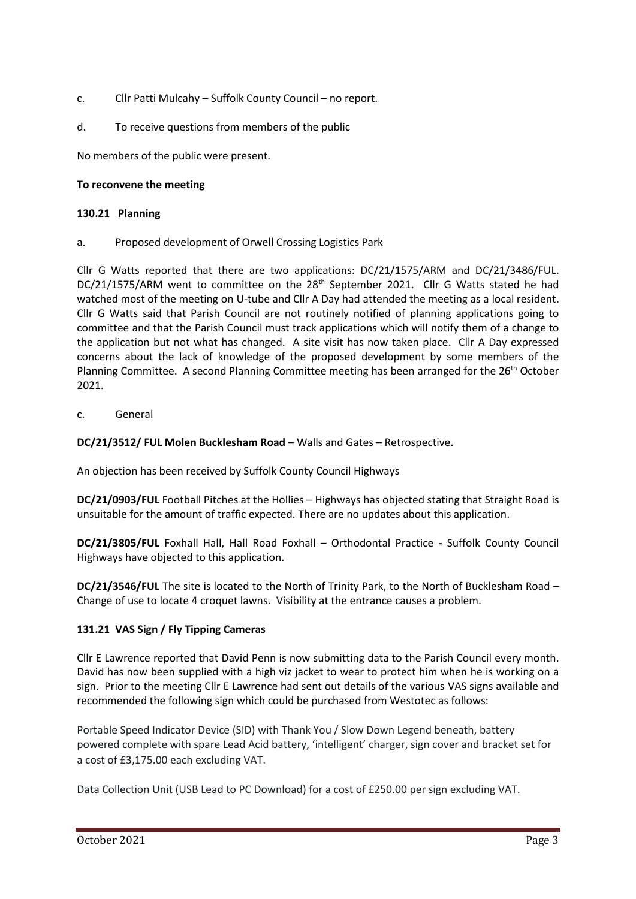c. Cllr Patti Mulcahy – Suffolk County Council – no report.

d. To receive questions from members of the public

No members of the public were present.

**To reconvene the meeting**

**130.21 Planning**

a. Proposed development of Orwell Crossing Logistics Park

Cllr G Watts reported that there are two applications: DC/21/1575/ARM and DC/21/3486/FUL. DC/21/1575/ARM went to committee on the 28th September 2021. Cllr G Watts stated he had watched most of the meeting on U-tube and Cllr A Day had attended the meeting as a local resident. Cllr G Watts said that Parish Council are not routinely notified of planning applications going to committee and that the Parish Council must track applications which will notify them of a change to the application but not what has changed. A site visit has now taken place. Cllr A Day expressed concerns about the lack of knowledge of the proposed development by some members of the Planning Committee. A second Planning Committee meeting has been arranged for the 26th October 2021.

c. General

**DC/21/3512/ FUL Molen Bucklesham Road** – Walls and Gates – Retrospective.

An objection has been received by Suffolk County Council Highways

**DC/21/0903/FUL** Football Pitches at the Hollies – Highways has objected stating that Straight Road is unsuitable for the amount of traffic expected. There are no updates about this application.

**DC/21/3805/FUL** Foxhall Hall, Hall Road Foxhall – Orthodontal Practice **-** Suffolk County Council Highways have objected to this application.

**DC/21/3546/FUL** The site is located to the North of Trinity Park, to the North of Bucklesham Road – Change of use to locate 4 croquet lawns. Visibility at the entrance causes a problem.

**131.21 VAS Sign / Fly Tipping Cameras**

Cllr E Lawrence reported that David Penn is now submitting data to the Parish Council every month. David has now been supplied with a high viz jacket to wear to protect him when he is working on a sign. Prior to the meeting Cllr E Lawrence had sent out details of the various VAS signs available and recommended the following sign which could be purchased from Westotec as follows:

Portable Speed Indicator Device (SID) with Thank You / Slow Down Legend beneath, battery powered complete with spare Lead Acid battery, 'intelligent' charger, sign cover and bracket set for a cost of £3,175.00 each excluding VAT.

Data Collection Unit (USB Lead to PC Download) for a cost of £250.00 per sign excluding VAT.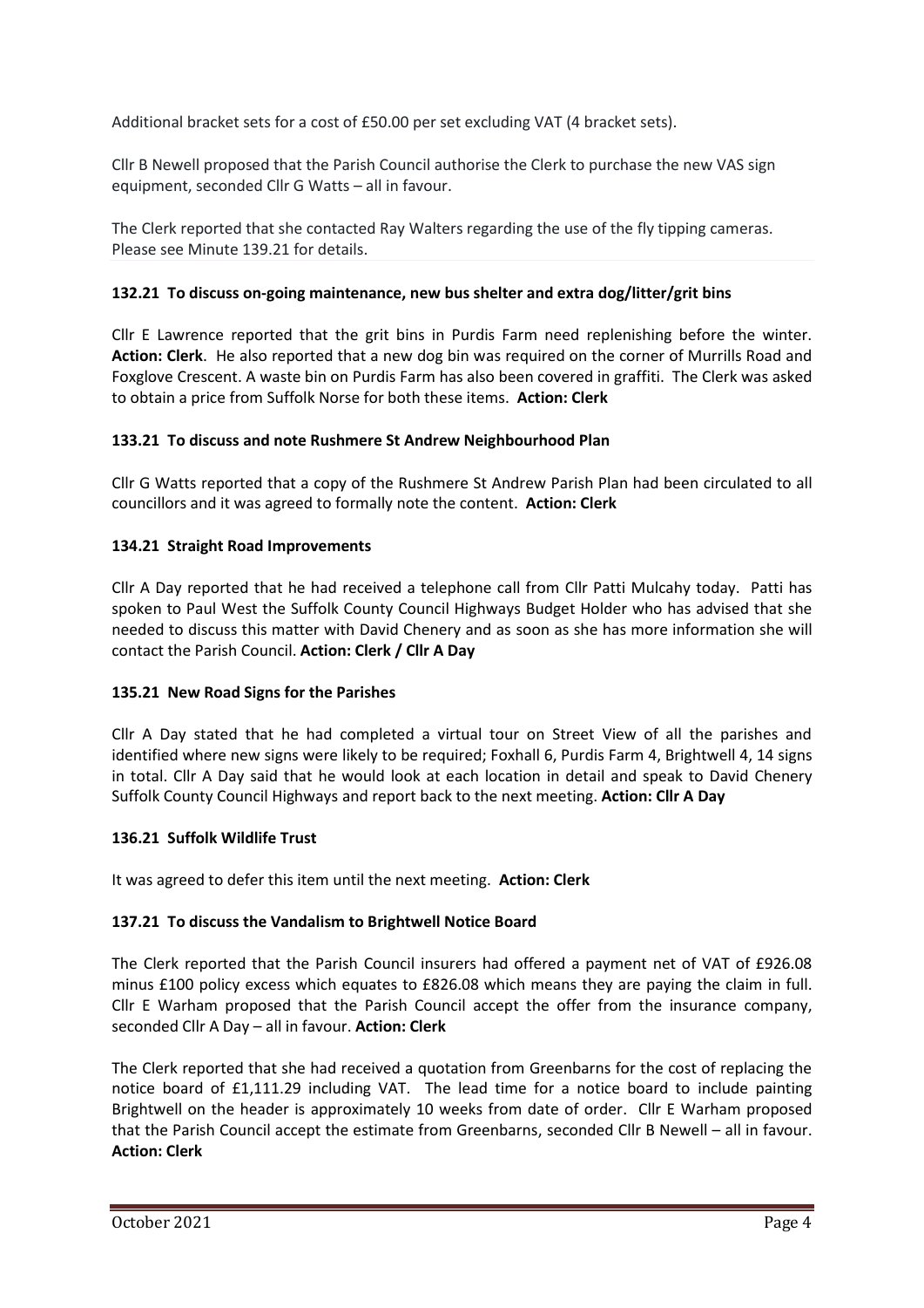Additional bracket sets for a cost of £50.00 per set excluding VAT (4 bracket sets).

Cllr B Newell proposed that the Parish Council authorise the Clerk to purchase the new VAS sign equipment, seconded Cllr G Watts – all in favour.

The Clerk reported that she contacted Ray Walters regarding the use of the fly tipping cameras. Please see Minute 139.21 for details.

**132.21 To discuss on-going maintenance, new bus shelter and extra dog/litter/grit bins**

Cllr E Lawrence reported that the grit bins in Purdis Farm need replenishing before the winter. **Action: Clerk**. He also reported that a new dog bin was required on the corner of Murrills Road and Foxglove Crescent. A waste bin on Purdis Farm has also been covered in graffiti. The Clerk was asked to obtain a price from Suffolk Norse for both these items. **Action: Clerk**

**133.21 To discuss and note Rushmere St Andrew Neighbourhood Plan**

Cllr G Watts reported that a copy of the Rushmere St Andrew Parish Plan had been circulated to all councillors and it was agreed to formally note the content. **Action: Clerk**

**134.21 Straight Road Improvements**

Cllr A Day reported that he had received a telephone call from Cllr Patti Mulcahy today. Patti has spoken to Paul West the Suffolk County Council Highways Budget Holder who has advised that she needed to discuss this matter with David Chenery and as soon as she has more information she will contact the Parish Council. **Action: Clerk / Cllr A Day**

**135.21 New Road Signs for the Parishes**

Cllr A Day stated that he had completed a virtual tour on Street View of all the parishes and identified where new signs were likely to be required; Foxhall 6, Purdis Farm 4, Brightwell 4, 14 signs in total. Cllr A Day said that he would look at each location in detail and speak to David Chenery Suffolk County Council Highways and report back to the next meeting. **Action: Cllr A Day**

**136.21 Suffolk Wildlife Trust**

It was agreed to defer this item until the next meeting. **Action: Clerk**

**137.21 To discuss the Vandalism to Brightwell Notice Board**

The Clerk reported that the Parish Council insurers had offered a payment net of VAT of £926.08 minus £100 policy excess which equates to £826.08 which means they are paying the claim in full. Cllr E Warham proposed that the Parish Council accept the offer from the insurance company, seconded Cllr A Day – all in favour. **Action: Clerk**

The Clerk reported that she had received a quotation from Greenbarns for the cost of replacing the notice board of £1,111.29 including VAT. The lead time for a notice board to include painting Brightwell on the header is approximately 10 weeks from date of order. Cllr E Warham proposed that the Parish Council accept the estimate from Greenbarns, seconded Cllr B Newell – all in favour. **Action: Clerk**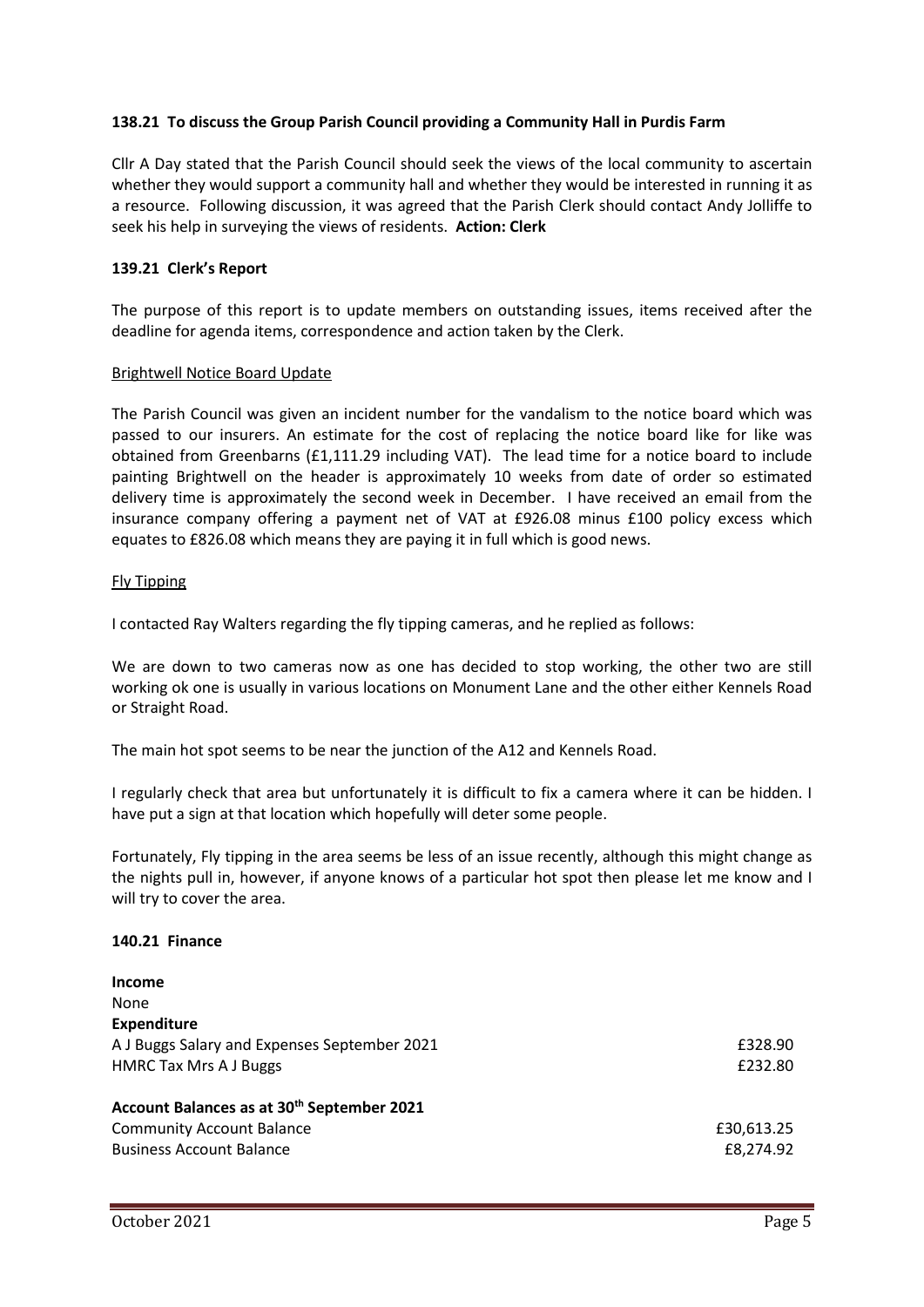**138.21 To discuss the Group Parish Council providing a Community Hall in Purdis Farm**

Cllr A Day stated that the Parish Council should seek the views of the local community to ascertain whether they would support a community hall and whether they would be interested in running it as a resource. Following discussion, it was agreed that the Parish Clerk should contact Andy Jolliffe to seek his help in surveying the views of residents. **Action: Clerk**

**139.21 Clerk's Report**

The purpose of this report is to update members on outstanding issues, items received after the deadline for agenda items, correspondence and action taken by the Clerk.

<u>Brightwell Notice Board Update</u>

The Parish Council was given an incident number for the vandalism to the notice board which was passed to our insurers. An estimate for the cost of replacing the notice board like for like was obtained from Greenbarns (£1,111.29 including VAT). The lead time for a notice board to include painting Brightwell on the header is approximately 10 weeks from date of order so estimated delivery time is approximately the second week in December. I have received an email from the insurance company offering a payment net of VAT at £926.08 minus £100 policy excess which equates to £826.08 which means they are paying it in full which is good news.

<u>Fly Tipping</u>

I contacted Ray Walters regarding the fly tipping cameras, and he replied as follows:

We are down to two cameras now as one has decided to stop working, the other two are still working ok one is usually in various locations on Monument Lane and the other either Kennels Road or Straight Road.

The main hot spot seems to be near the junction of the A12 and Kennels Road.

I regularly check that area but unfortunately it is difficult to fix a camera where it can be hidden. I have put a sign at that location which hopefully will deter some people.

Fortunately, Fly tipping in the area seems be less of an issue recently, although this might change as the nights pull in, however, if anyone knows of a particular hot spot then please let me know and I will try to cover the area.

**140.21 Finance**

| | |
|---|---|
| **Income** | |
| None | |
| **Expenditure** | |
| A J Buggs Salary and Expenses September 2021 | £328.90 |
| HMRC Tax Mrs A J Buggs | £232.80 |
| | |
| **Account Balances as at 30th September 2021** | |
| Community Account Balance | £30,613.25 |
| Business Account Balance | £8,274.92 |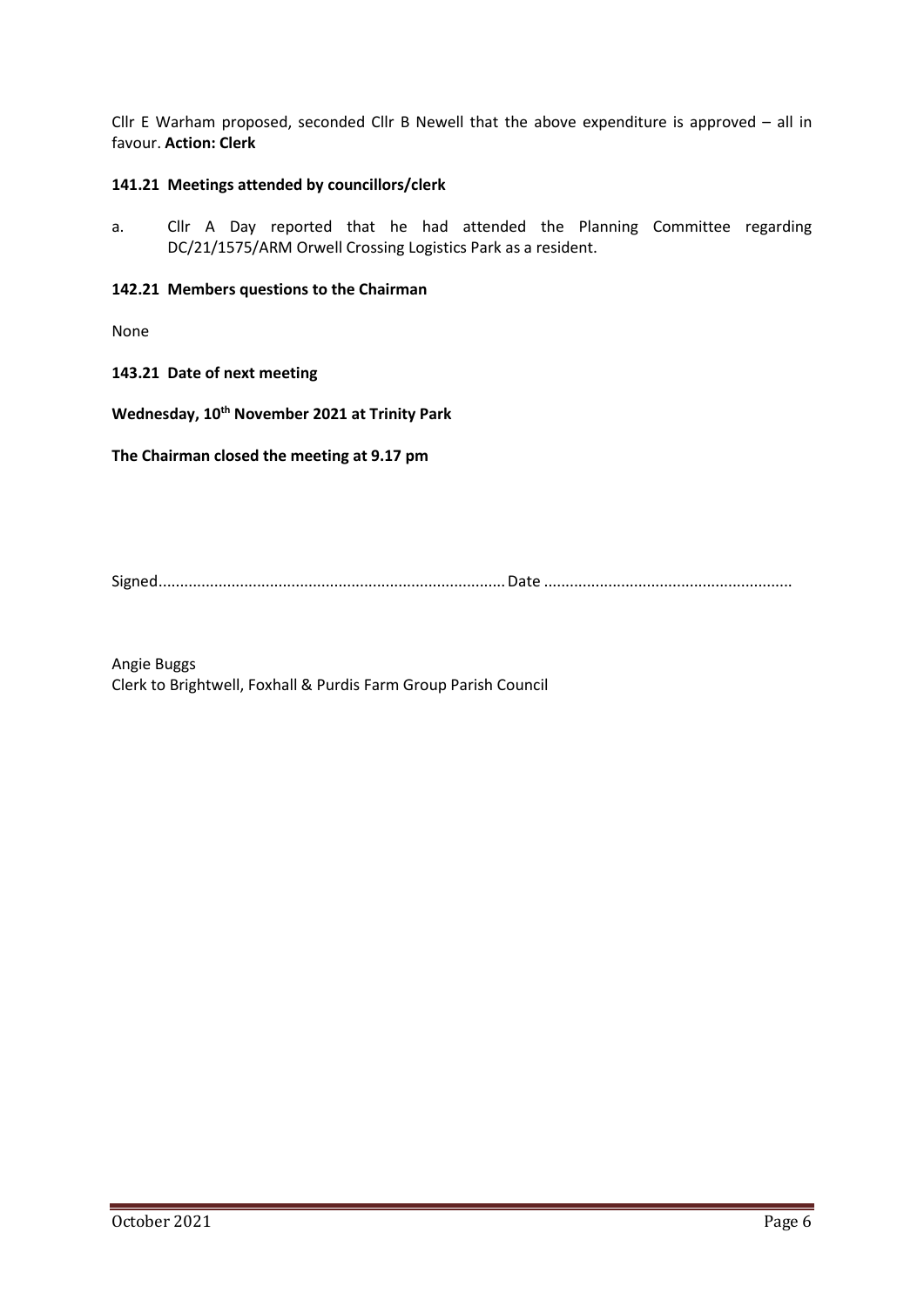Cllr E Warham proposed, seconded Cllr B Newell that the above expenditure is approved – all in favour. **Action: Clerk**

**141.21 Meetings attended by councillors/clerk**

a. Cllr A Day reported that he had attended the Planning Committee regarding DC/21/1575/ARM Orwell Crossing Logistics Park as a resident.

**142.21 Members questions to the Chairman**

None

**143.21 Date of next meeting**

**Wednesday, 10th November 2021 at Trinity Park**

**The Chairman closed the meeting at 9.17 pm**

Signed................................................................................ Date ..........................................................

Angie Buggs
Clerk to Brightwell, Foxhall & Purdis Farm Group Parish Council